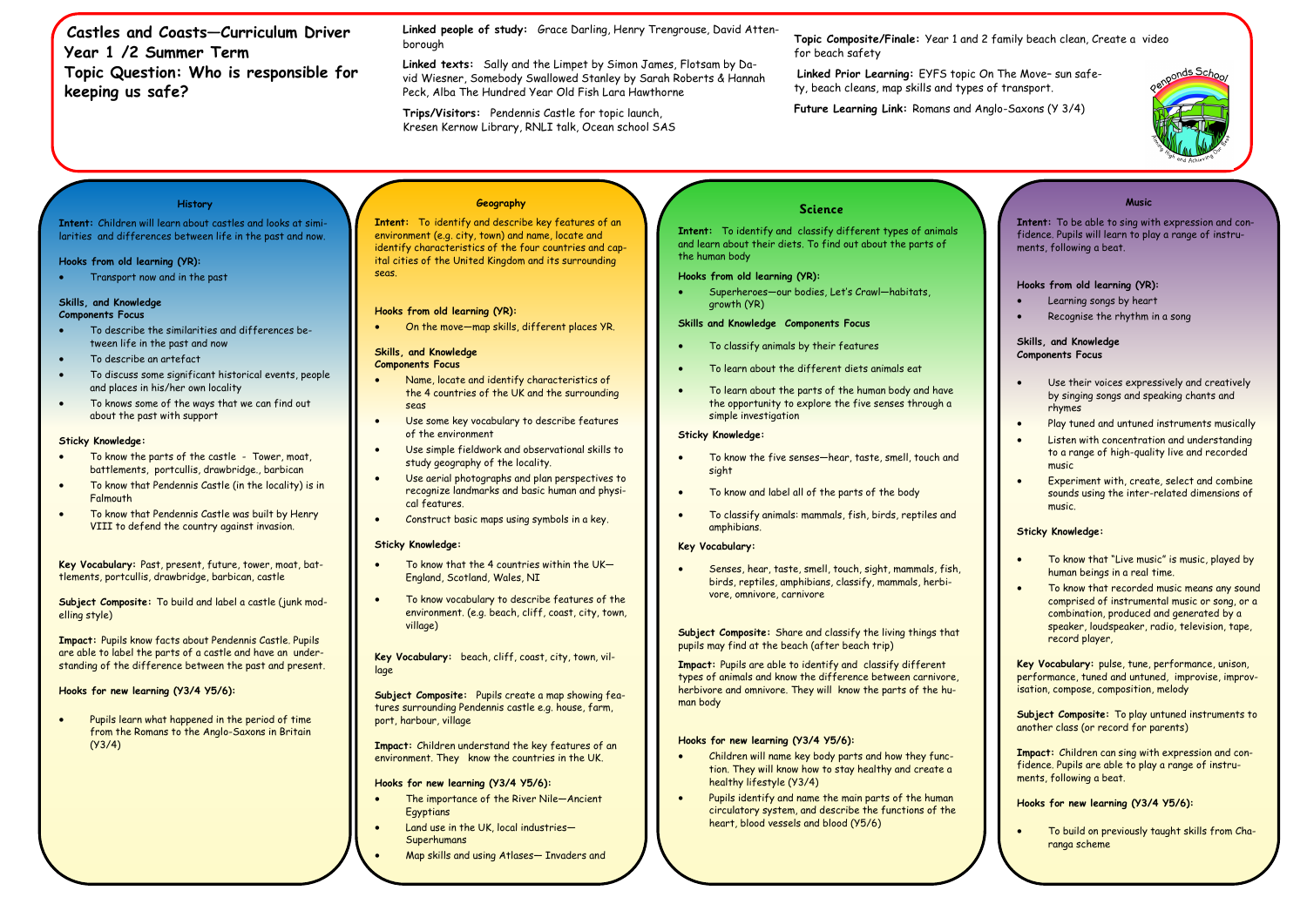# Castles and Coasts—Curriculum Driver
# Year 1 /2 Summer Term
# Topic Question: Who is responsible for keeping us safe?

**Linked people of study:** Grace Darling, Henry Trengrouse, David Attenborough

**Linked texts:** Sally and the Limpet by Simon James, Flotsam by David Wiesner, Somebody Swallowed Stanley by Sarah Roberts & Hannah Peck, Alba The Hundred Year Old Fish Lara Hawthorne

**Trips/Visitors:** Pendennis Castle for topic launch, Kresen Kernow Library, RNLI talk, Ocean school SAS

**Topic Composite/Finale:** Year 1 and 2 family beach clean, Create a video for beach safety

**Linked Prior Learning:** EYFS topic On The Move– sun safety, beach cleans, map skills and types of transport.

**Future Learning Link:** Romans and Anglo-Saxons (Y 3/4)

Penponds School — Aiming High and Achieving Our Best

## History

**Intent:** Children will learn about castles and looks at similarities and differences between life in the past and now.

**Hooks from old learning (YR):**

- Transport now and in the past

**Skills, and Knowledge Components Focus**

- To describe the similarities and differences between life in the past and now
- To describe an artefact
- To discuss some significant historical events, people and places in his/her own locality
- To knows some of the ways that we can find out about the past with support

**Sticky Knowledge:**

- To know the parts of the castle - Tower, moat, battlements, portcullis, drawbridge., barbican
- To know that Pendennis Castle (in the locality) is in Falmouth
- To know that Pendennis Castle was built by Henry VIII to defend the country against invasion.

**Key Vocabulary:** Past, present, future, tower, moat, battlements, portcullis, drawbridge, barbican, castle

**Subject Composite:** To build and label a castle (junk modelling style)

**Impact:** Pupils know facts about Pendennis Castle. Pupils are able to label the parts of a castle and have an understanding of the difference between the past and present.

**Hooks for new learning (Y3/4 Y5/6):**

- Pupils learn what happened in the period of time from the Romans to the Anglo-Saxons in Britain (Y3/4)

## Geography

**Intent:** To identify and describe key features of an environment (e.g. city, town) and name, locate and identify characteristics of the four countries and capital cities of the United Kingdom and its surrounding seas.

**Hooks from old learning (YR):**

- On the move—map skills, different places YR.

**Skills, and Knowledge Components Focus**

- Name, locate and identify characteristics of the 4 countries of the UK and the surrounding seas
- Use some key vocabulary to describe features of the environment
- Use simple fieldwork and observational skills to study geography of the locality.
- Use aerial photographs and plan perspectives to recognize landmarks and basic human and physical features.
- Construct basic maps using symbols in a key.

**Sticky Knowledge:**

- To know that the 4 countries within the UK— England, Scotland, Wales, NI
- To know vocabulary to describe features of the environment. (e.g. beach, cliff, coast, city, town, village)

**Key Vocabulary:** beach, cliff, coast, city, town, village

**Subject Composite:** Pupils create a map showing features surrounding Pendennis castle e.g. house, farm, port, harbour, village

**Impact:** Children understand the key features of an environment. They know the countries in the UK.

**Hooks for new learning (Y3/4 Y5/6):**

- The importance of the River Nile—Ancient Egyptians
- Land use in the UK, local industries—Superhumans
- Map skills and using Atlases— Invaders and

## Science

**Intent:** To identify and classify different types of animals and learn about their diets. To find out about the parts of the human body

**Hooks from old learning (YR):**

- Superheroes—our bodies, Let's Crawl—habitats, growth (YR)

**Skills and Knowledge Components Focus**

- To classify animals by their features
- To learn about the different diets animals eat
- To learn about the parts of the human body and have the opportunity to explore the five senses through a simple investigation

**Sticky Knowledge:**

- To know the five senses—hear, taste, smell, touch and sight
- To know and label all of the parts of the body
- To classify animals: mammals, fish, birds, reptiles and amphibians.

**Key Vocabulary:**

- Senses, hear, taste, smell, touch, sight, mammals, fish, birds, reptiles, amphibians, classify, mammals, herbivore, omnivore, carnivore

**Subject Composite:** Share and classify the living things that pupils may find at the beach (after beach trip)

**Impact:** Pupils are able to identify and classify different types of animals and know the difference between carnivore, herbivore and omnivore. They will know the parts of the human body

**Hooks for new learning (Y3/4 Y5/6):**

- Children will name key body parts and how they function. They will know how to stay healthy and create a healthy lifestyle (Y3/4)
- Pupils identify and name the main parts of the human circulatory system, and describe the functions of the heart, blood vessels and blood (Y5/6)

## Music

**Intent:** To be able to sing with expression and confidence. Pupils will learn to play a range of instruments, following a beat.

**Hooks from old learning (YR):**

- Learning songs by heart
- Recognise the rhythm in a song

**Skills, and Knowledge Components Focus**

- Use their voices expressively and creatively by singing songs and speaking chants and rhymes
- Play tuned and untuned instruments musically
- Listen with concentration and understanding to a range of high-quality live and recorded music
- Experiment with, create, select and combine sounds using the inter-related dimensions of music.

**Sticky Knowledge:**

- To know that "Live music" is music, played by human beings in a real time.
- To know that recorded music means any sound comprised of instrumental music or song, or a combination, produced and generated by a speaker, loudspeaker, radio, television, tape, record player,

**Key Vocabulary:** pulse, tune, performance, unison, performance, tuned and untuned, improvise, improvisation, compose, composition, melody

**Subject Composite:** To play untuned instruments to another class (or record for parents)

**Impact:** Children can sing with expression and confidence. Pupils are able to play a range of instruments, following a beat.

**Hooks for new learning (Y3/4 Y5/6):**

- To build on previously taught skills from Charanga scheme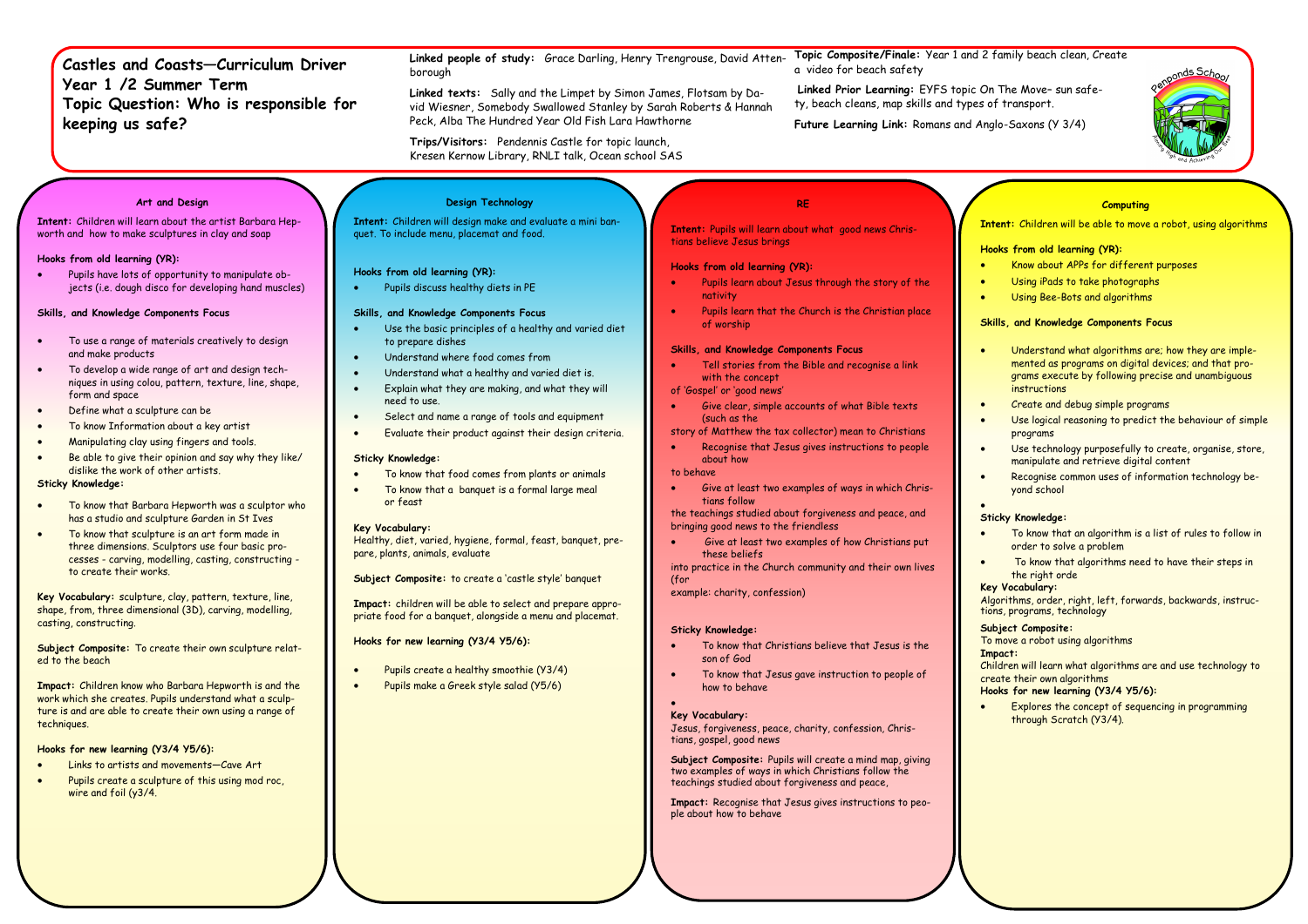# Castles and Coasts—Curriculum Driver
# Year 1 /2 Summer Term
# Topic Question: Who is responsible for keeping us safe?

**Linked people of study:** Grace Darling, Henry Trengrouse, David Attenborough

**Linked texts:** Sally and the Limpet by Simon James, Flotsam by David Wiesner, Somebody Swallowed Stanley by Sarah Roberts & Hannah Peck, Alba The Hundred Year Old Fish Lara Hawthorne

**Trips/Visitors:** Pendennis Castle for topic launch, Kresen Kernow Library, RNLI talk, Ocean school SAS

**Topic Composite/Finale:** Year 1 and 2 family beach clean, Create a video for beach safety

**Linked Prior Learning:** EYFS topic On The Move– sun safety, beach cleans, map skills and types of transport.

**Future Learning Link:** Romans and Anglo-Saxons (Y 3/4)

Penponds School — Aiming High and Achieving Our Best

## Art and Design

**Intent:** Children will learn about the artist Barbara Hepworth and how to make sculptures in clay and soap

**Hooks from old learning (YR):**

- Pupils have lots of opportunity to manipulate objects (i.e. dough disco for developing hand muscles)

**Skills, and Knowledge Components Focus**

- To use a range of materials creatively to design and make products
- To develop a wide range of art and design techniques in using colou, pattern, texture, line, shape, form and space
- Define what a sculpture can be
- To know Information about a key artist
- Manipulating clay using fingers and tools.
- Be able to give their opinion and say why they like/ dislike the work of other artists.

**Sticky Knowledge:**

- To know that Barbara Hepworth was a sculptor who has a studio and sculpture Garden in St Ives
- To know that sculpture is an art form made in three dimensions. Sculptors use four basic processes - carving, modelling, casting, constructing - to create their works.

**Key Vocabulary:** sculpture, clay, pattern, texture, line, shape, from, three dimensional (3D), carving, modelling, casting, constructing.

**Subject Composite:** To create their own sculpture related to the beach

**Impact:** Children know who Barbara Hepworth is and the work which she creates. Pupils understand what a sculpture is and are able to create their own using a range of techniques.

**Hooks for new learning (Y3/4 Y5/6):**

- Links to artists and movements—Cave Art
- Pupils create a sculpture of this using mod roc, wire and foil (y3/4.

## Design Technology

**Intent:** Children will design make and evaluate a mini banquet. To include menu, placemat and food.

**Hooks from old learning (YR):**

- Pupils discuss healthy diets in PE

**Skills, and Knowledge Components Focus**

- Use the basic principles of a healthy and varied diet to prepare dishes
- Understand where food comes from
- Understand what a healthy and varied diet is.
- Explain what they are making, and what they will need to use.
- Select and name a range of tools and equipment
- Evaluate their product against their design criteria.

**Sticky Knowledge:**

- To know that food comes from plants or animals
- To know that a banquet is a formal large meal or feast

**Key Vocabulary:**
Healthy, diet, varied, hygiene, formal, feast, banquet, prepare, plants, animals, evaluate

**Subject Composite:** to create a 'castle style' banquet

**Impact:** children will be able to select and prepare appropriate food for a banquet, alongside a menu and placemat.

**Hooks for new learning (Y3/4 Y5/6):**

- Pupils create a healthy smoothie (Y3/4)
- Pupils make a Greek style salad (Y5/6)

## RE

**Intent:** Pupils will learn about what good news Christians believe Jesus brings

**Hooks from old learning (YR):**

- Pupils learn about Jesus through the story of the nativity
- Pupils learn that the Church is the Christian place of worship

**Skills, and Knowledge Components Focus**

- Tell stories from the Bible and recognise a link with the concept of 'Gospel' or 'good news'
- Give clear, simple accounts of what Bible texts (such as the story of Matthew the tax collector) mean to Christians
- Recognise that Jesus gives instructions to people about how to behave
- Give at least two examples of ways in which Christians follow the teachings studied about forgiveness and peace, and bringing good news to the friendless
- Give at least two examples of how Christians put these beliefs into practice in the Church community and their own lives (for example: charity, confession)

**Sticky Knowledge:**

- To know that Christians believe that Jesus is the son of God
- To know that Jesus gave instruction to people of how to behave

**Key Vocabulary:**
Jesus, forgiveness, peace, charity, confession, Christians, gospel, good news

**Subject Composite:** Pupils will create a mind map, giving two examples of ways in which Christians follow the teachings studied about forgiveness and peace,

**Impact:** Recognise that Jesus gives instructions to people about how to behave

## Computing

**Intent:** Children will be able to move a robot, using algorithms

**Hooks from old learning (YR):**

- Know about APPs for different purposes
- Using iPads to take photographs
- Using Bee-Bots and algorithms

**Skills, and Knowledge Components Focus**

- Understand what algorithms are; how they are implemented as programs on digital devices; and that programs execute by following precise and unambiguous instructions
- Create and debug simple programs
- Use logical reasoning to predict the behaviour of simple programs
- Use technology purposefully to create, organise, store, manipulate and retrieve digital content
- Recognise common uses of information technology beyond school

**Sticky Knowledge:**

- To know that an algorithm is a list of rules to follow in order to solve a problem
- To know that algorithms need to have their steps in the right orde

**Key Vocabulary:**
Algorithms, order, right, left, forwards, backwards, instructions, programs, technology

**Subject Composite:**
To move a robot using algorithms

**Impact:**
Children will learn what algorithms are and use technology to create their own algorithms

**Hooks for new learning (Y3/4 Y5/6):**

- Explores the concept of sequencing in programming through Scratch (Y3/4).